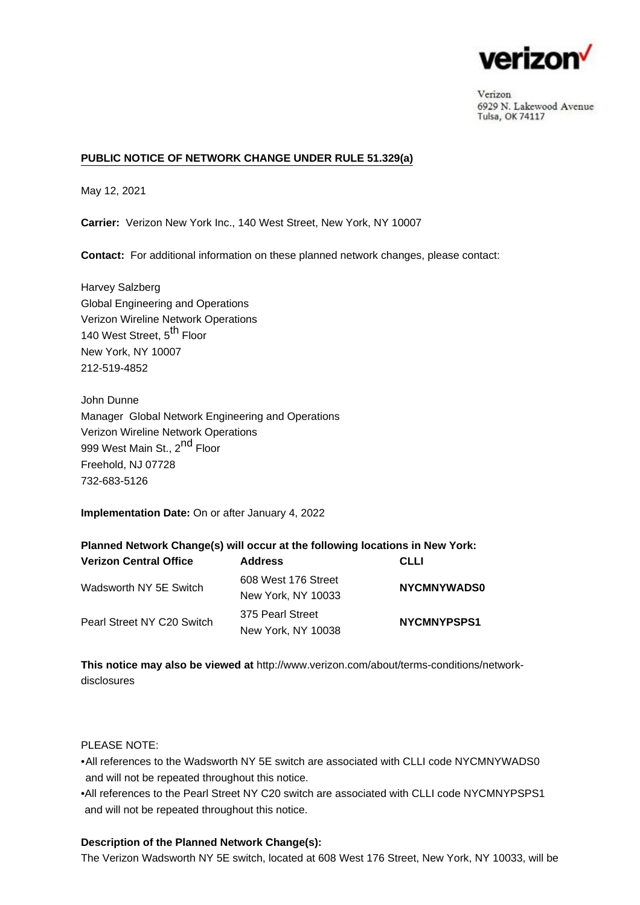verizon

Verizon
6929 N. Lakewood Avenue
Tulsa, OK 74117

**PUBLIC NOTICE OF NETWORK CHANGE UNDER RULE 51.329(a)**

May 12, 2021

**Carrier:** Verizon New York Inc., 140 West Street, New York, NY 10007

**Contact:** For additional information on these planned network changes, please contact:

Harvey Salzberg
Global Engineering and Operations
Verizon Wireline Network Operations
140 West Street, 5th Floor
New York, NY 10007
212-519-4852

John Dunne
Manager Global Network Engineering and Operations
Verizon Wireline Network Operations
999 West Main St., 2nd Floor
Freehold, NJ 07728
732-683-5126

**Implementation Date:** On or after January 4, 2022

**Planned Network Change(s) will occur at the following locations in New York:**

| **Verizon Central Office** | **Address** | **CLLI** |
|---|---|---|
| Wadsworth NY 5E Switch | 608 West 176 Street<br>New York, NY 10033 | **NYCMNYWADS0** |
| Pearl Street NY C20 Switch | 375 Pearl Street<br>New York, NY 10038 | **NYCMNYPSPS1** |

**This notice may also be viewed at** http://www.verizon.com/about/terms-conditions/network-disclosures

PLEASE NOTE:

- All references to the Wadsworth NY 5E switch are associated with CLLI code NYCMNYWADS0 and will not be repeated throughout this notice.
- All references to the Pearl Street NY C20 switch are associated with CLLI code NYCMNYPSPS1 and will not be repeated throughout this notice.

**Description of the Planned Network Change(s):**

The Verizon Wadsworth NY 5E switch, located at 608 West 176 Street, New York, NY 10033, will be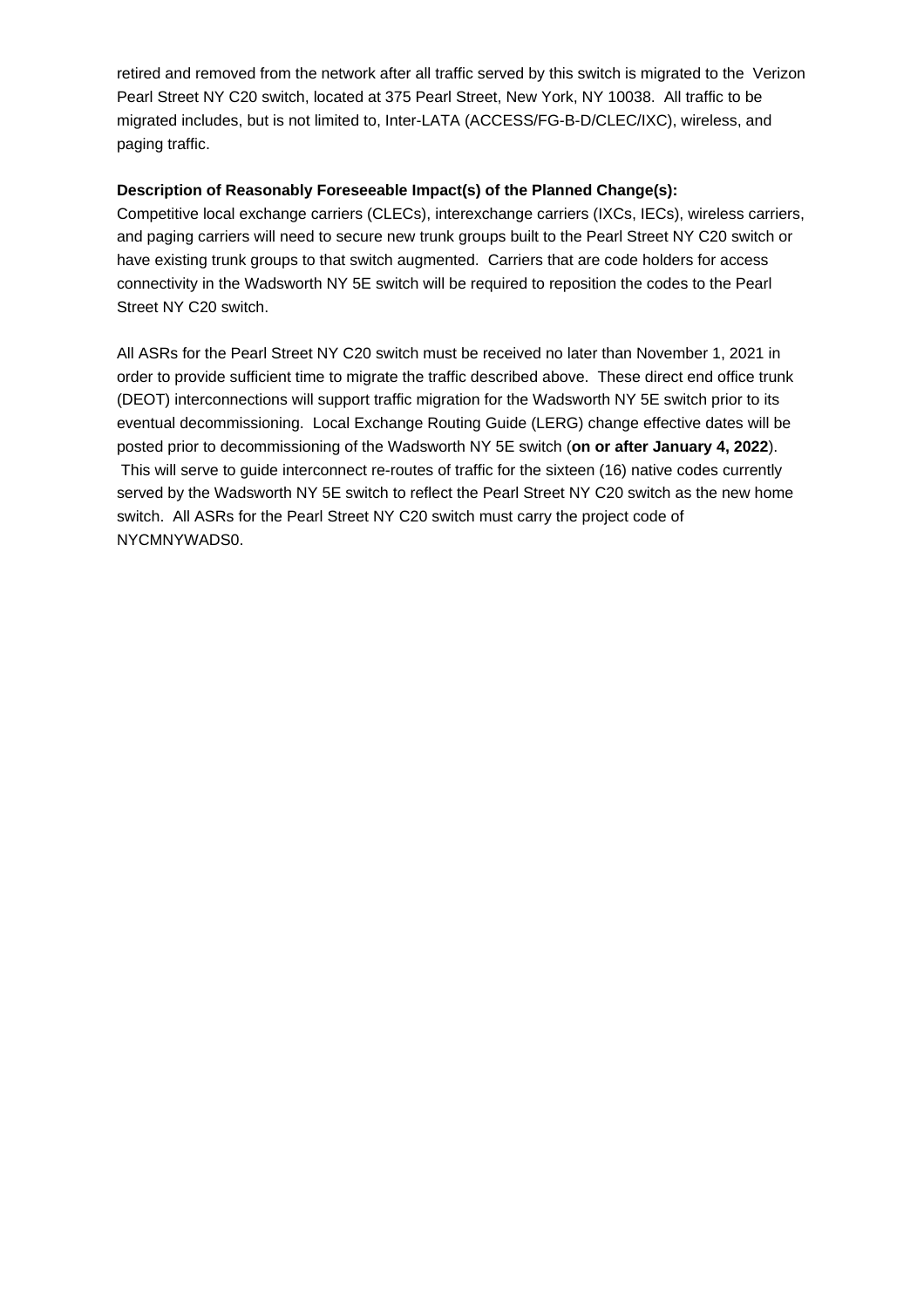retired and removed from the network after all traffic served by this switch is migrated to the Verizon Pearl Street NY C20 switch, located at 375 Pearl Street, New York, NY 10038. All traffic to be migrated includes, but is not limited to, Inter-LATA (ACCESS/FG-B-D/CLEC/IXC), wireless, and paging traffic.

**Description of Reasonably Foreseeable Impact(s) of the Planned Change(s):**

Competitive local exchange carriers (CLECs), interexchange carriers (IXCs, IECs), wireless carriers, and paging carriers will need to secure new trunk groups built to the Pearl Street NY C20 switch or have existing trunk groups to that switch augmented. Carriers that are code holders for access connectivity in the Wadsworth NY 5E switch will be required to reposition the codes to the Pearl Street NY C20 switch.

All ASRs for the Pearl Street NY C20 switch must be received no later than November 1, 2021 in order to provide sufficient time to migrate the traffic described above. These direct end office trunk (DEOT) interconnections will support traffic migration for the Wadsworth NY 5E switch prior to its eventual decommissioning. Local Exchange Routing Guide (LERG) change effective dates will be posted prior to decommissioning of the Wadsworth NY 5E switch (**on or after January 4, 2022**). This will serve to guide interconnect re-routes of traffic for the sixteen (16) native codes currently served by the Wadsworth NY 5E switch to reflect the Pearl Street NY C20 switch as the new home switch. All ASRs for the Pearl Street NY C20 switch must carry the project code of NYCMNYWADS0.